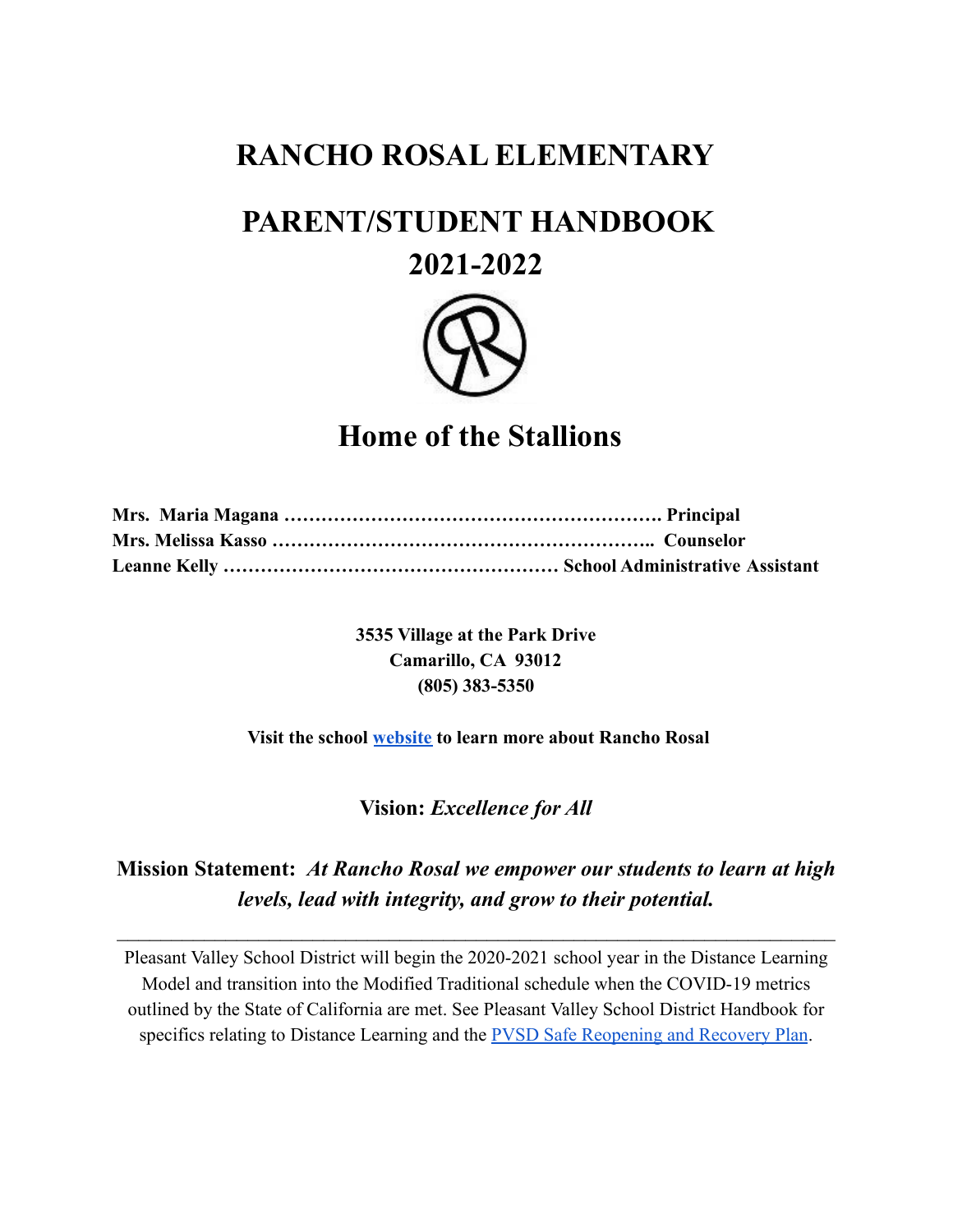# RANCHO ROSAL ELEMENTARY

# PARENT/STUDENT HANDBOOK
# 2021-2022

## Home of the Stallions

**Mrs. Maria Magana …………………………………………………. Principal**
**Mrs. Melissa Kasso …………………………………………………….. Counselor**
**Leanne Kelly ……………………………………………… School Administrative Assistant**

**3535 Village at the Park Drive**
**Camarillo, CA 93012**
**(805) 383-5350**

**Visit the school website to learn more about Rancho Rosal**

**Vision:** ***Excellence for All***

**Mission Statement:** ***At Rancho Rosal we empower our students to learn at high levels, lead with integrity, and grow to their potential.***

---

Pleasant Valley School District will begin the 2020-2021 school year in the Distance Learning Model and transition into the Modified Traditional schedule when the COVID-19 metrics outlined by the State of California are met. See Pleasant Valley School District Handbook for specifics relating to Distance Learning and the PVSD Safe Reopening and Recovery Plan.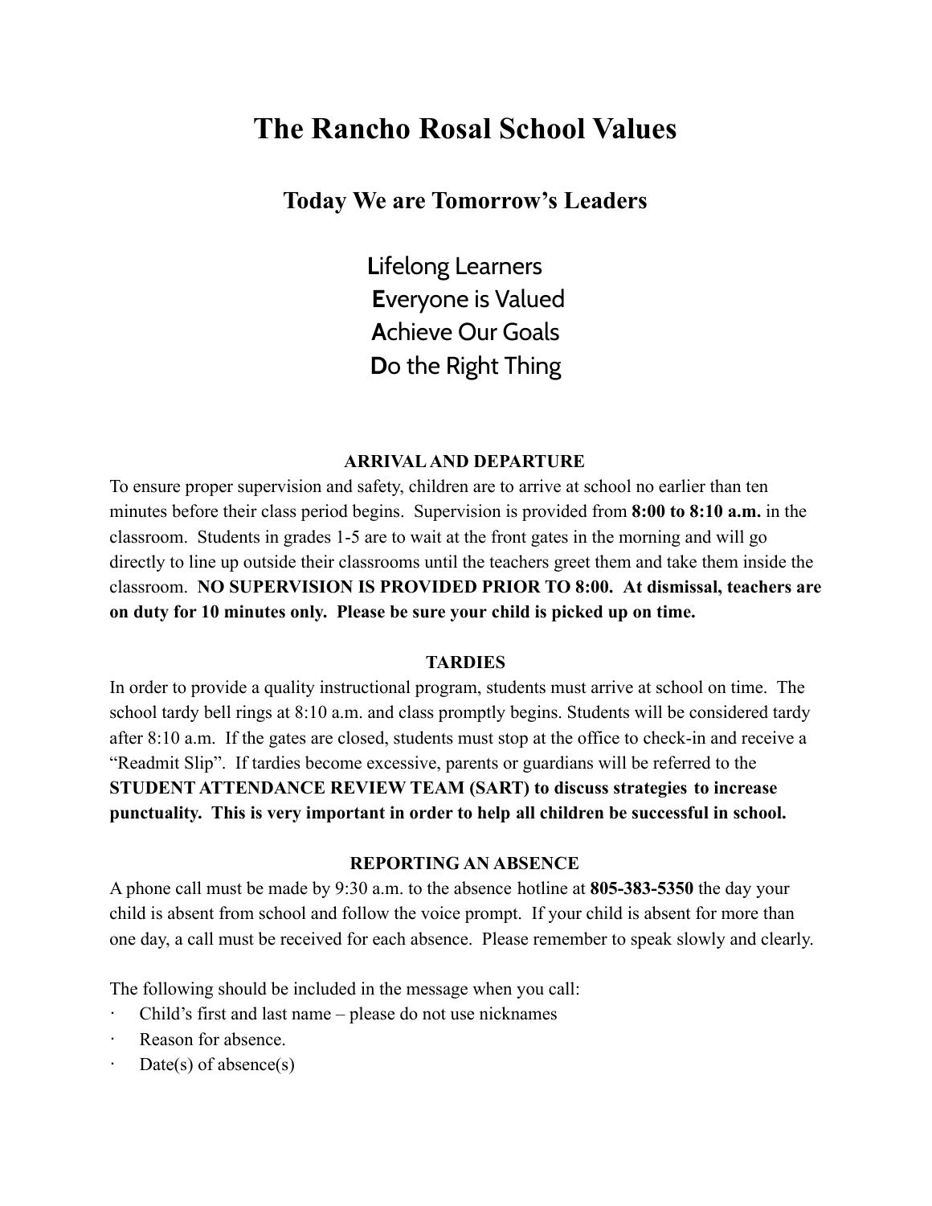# The Rancho Rosal School Values

## Today We are Tomorrow's Leaders

**L**ifelong Learners
**E**veryone is Valued
**A**chieve Our Goals
**D**o the Right Thing

### ARRIVAL AND DEPARTURE

To ensure proper supervision and safety, children are to arrive at school no earlier than ten minutes before their class period begins. Supervision is provided from **8:00 to 8:10 a.m.** in the classroom. Students in grades 1-5 are to wait at the front gates in the morning and will go directly to line up outside their classrooms until the teachers greet them and take them inside the classroom. **NO SUPERVISION IS PROVIDED PRIOR TO 8:00. At dismissal, teachers are on duty for 10 minutes only. Please be sure your child is picked up on time.**

### TARDIES

In order to provide a quality instructional program, students must arrive at school on time. The school tardy bell rings at 8:10 a.m. and class promptly begins. Students will be considered tardy after 8:10 a.m. If the gates are closed, students must stop at the office to check-in and receive a "Readmit Slip". If tardies become excessive, parents or guardians will be referred to the **STUDENT ATTENDANCE REVIEW TEAM (SART) to discuss strategies to increase punctuality. This is very important in order to help all children be successful in school.**

### REPORTING AN ABSENCE

A phone call must be made by 9:30 a.m. to the absence hotline at **805-383-5350** the day your child is absent from school and follow the voice prompt. If your child is absent for more than one day, a call must be received for each absence. Please remember to speak slowly and clearly.

The following should be included in the message when you call:

- Child's first and last name – please do not use nicknames
- Reason for absence.
- Date(s) of absence(s)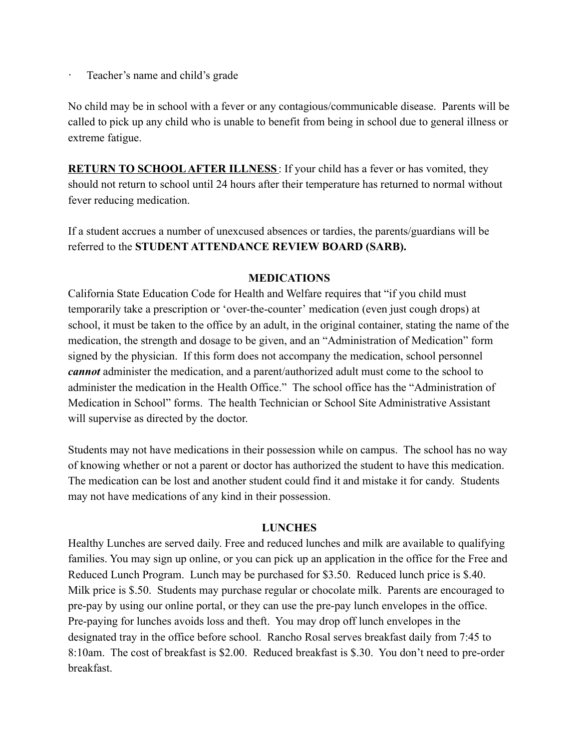- Teacher's name and child's grade

No child may be in school with a fever or any contagious/communicable disease. Parents will be called to pick up any child who is unable to benefit from being in school due to general illness or extreme fatigue.

**RETURN TO SCHOOL AFTER ILLNESS**: If your child has a fever or has vomited, they should not return to school until 24 hours after their temperature has returned to normal without fever reducing medication.

If a student accrues a number of unexcused absences or tardies, the parents/guardians will be referred to the **STUDENT ATTENDANCE REVIEW BOARD (SARB).**

## MEDICATIONS

California State Education Code for Health and Welfare requires that "if you child must temporarily take a prescription or 'over-the-counter' medication (even just cough drops) at school, it must be taken to the office by an adult, in the original container, stating the name of the medication, the strength and dosage to be given, and an "Administration of Medication" form signed by the physician. If this form does not accompany the medication, school personnel ***cannot*** administer the medication, and a parent/authorized adult must come to the school to administer the medication in the Health Office." The school office has the "Administration of Medication in School" forms. The health Technician or School Site Administrative Assistant will supervise as directed by the doctor.

Students may not have medications in their possession while on campus. The school has no way of knowing whether or not a parent or doctor has authorized the student to have this medication. The medication can be lost and another student could find it and mistake it for candy. Students may not have medications of any kind in their possession.

## LUNCHES

Healthy Lunches are served daily. Free and reduced lunches and milk are available to qualifying families. You may sign up online, or you can pick up an application in the office for the Free and Reduced Lunch Program. Lunch may be purchased for $3.50. Reduced lunch price is $.40. Milk price is $.50. Students may purchase regular or chocolate milk. Parents are encouraged to pre-pay by using our online portal, or they can use the pre-pay lunch envelopes in the office. Pre-paying for lunches avoids loss and theft. You may drop off lunch envelopes in the designated tray in the office before school. Rancho Rosal serves breakfast daily from 7:45 to 8:10am. The cost of breakfast is $2.00. Reduced breakfast is $.30. You don't need to pre-order breakfast.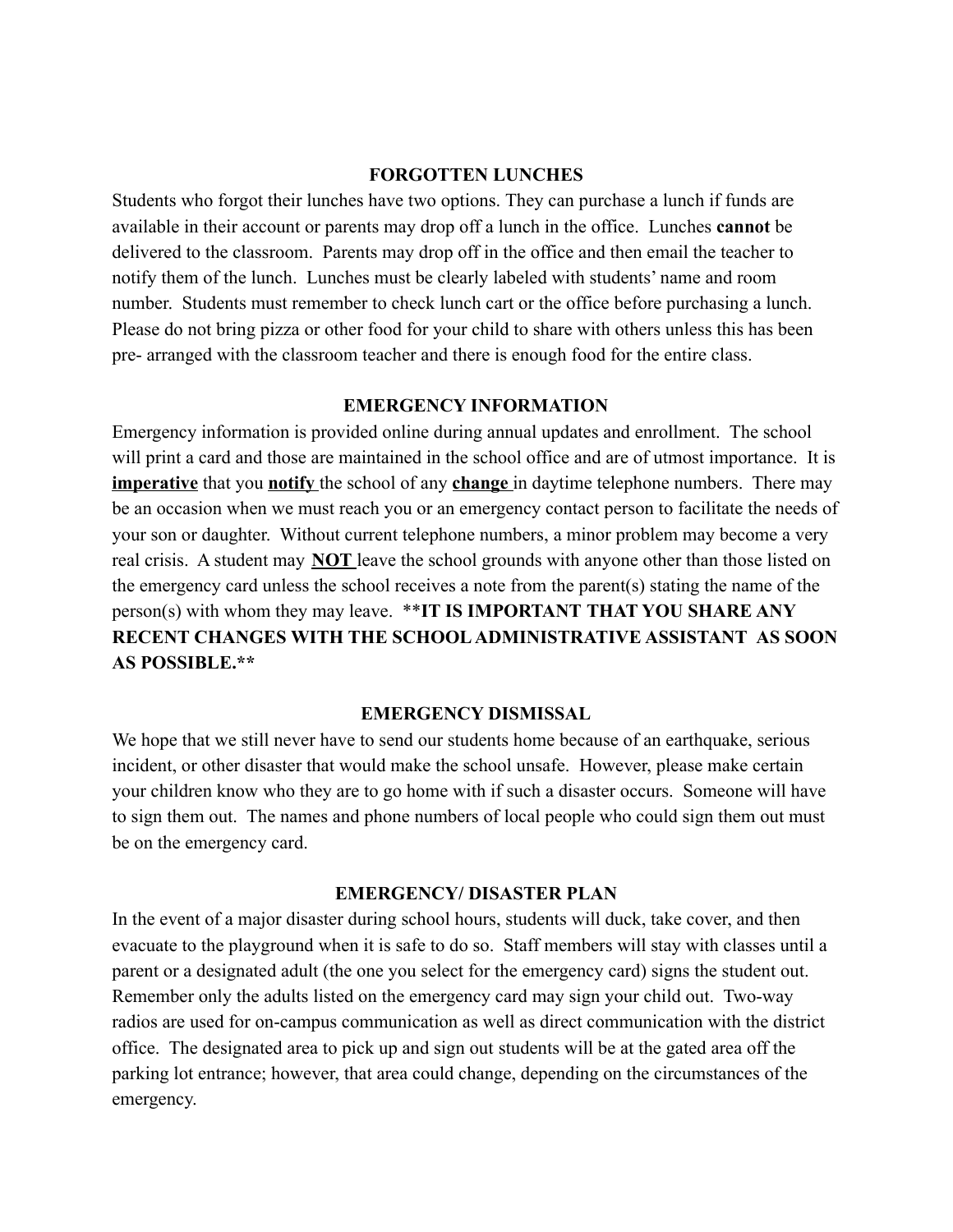## FORGOTTEN LUNCHES

Students who forgot their lunches have two options. They can purchase a lunch if funds are available in their account or parents may drop off a lunch in the office. Lunches **cannot** be delivered to the classroom. Parents may drop off in the office and then email the teacher to notify them of the lunch. Lunches must be clearly labeled with students' name and room number. Students must remember to check lunch cart or the office before purchasing a lunch. Please do not bring pizza or other food for your child to share with others unless this has been pre- arranged with the classroom teacher and there is enough food for the entire class.

## EMERGENCY INFORMATION

Emergency information is provided online during annual updates and enrollment. The school will print a card and those are maintained in the school office and are of utmost importance. It is **imperative** that you **notify** the school of any **change** in daytime telephone numbers. There may be an occasion when we must reach you or an emergency contact person to facilitate the needs of your son or daughter. Without current telephone numbers, a minor problem may become a very real crisis. A student may **NOT** leave the school grounds with anyone other than those listed on the emergency card unless the school receives a note from the parent(s) stating the name of the person(s) with whom they may leave. ****IT IS IMPORTANT THAT YOU SHARE ANY RECENT CHANGES WITH THE SCHOOL ADMINISTRATIVE ASSISTANT AS SOON AS POSSIBLE.****

## EMERGENCY DISMISSAL

We hope that we still never have to send our students home because of an earthquake, serious incident, or other disaster that would make the school unsafe. However, please make certain your children know who they are to go home with if such a disaster occurs. Someone will have to sign them out. The names and phone numbers of local people who could sign them out must be on the emergency card.

## EMERGENCY/ DISASTER PLAN

In the event of a major disaster during school hours, students will duck, take cover, and then evacuate to the playground when it is safe to do so. Staff members will stay with classes until a parent or a designated adult (the one you select for the emergency card) signs the student out. Remember only the adults listed on the emergency card may sign your child out. Two-way radios are used for on-campus communication as well as direct communication with the district office. The designated area to pick up and sign out students will be at the gated area off the parking lot entrance; however, that area could change, depending on the circumstances of the emergency.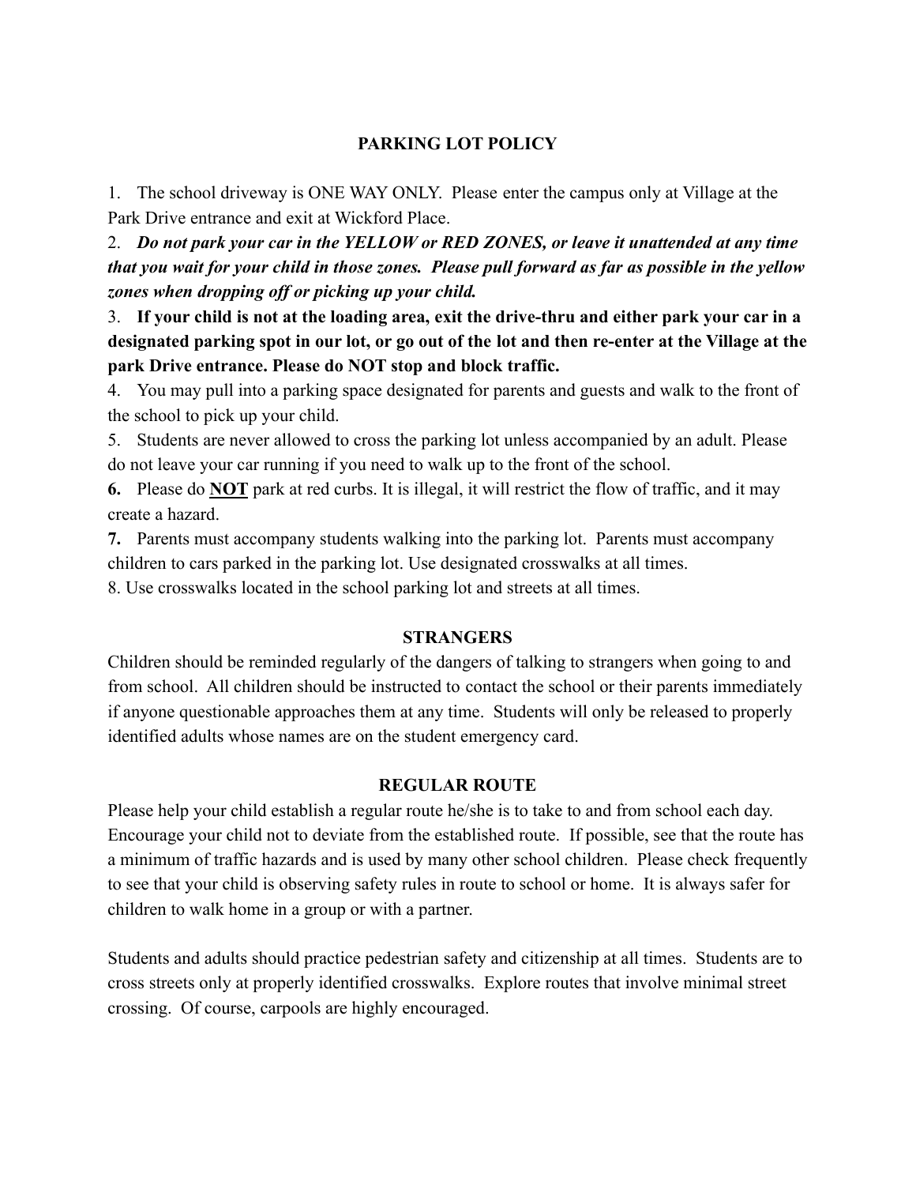## PARKING LOT POLICY

1. The school driveway is ONE WAY ONLY. Please enter the campus only at Village at the Park Drive entrance and exit at Wickford Place.
2. ***Do not park your car in the YELLOW or RED ZONES, or leave it unattended at any time that you wait for your child in those zones. Please pull forward as far as possible in the yellow zones when dropping off or picking up your child.***
3. **If your child is not at the loading area, exit the drive-thru and either park your car in a designated parking spot in our lot, or go out of the lot and then re-enter at the Village at the park Drive entrance. Please do NOT stop and block traffic.**
4. You may pull into a parking space designated for parents and guests and walk to the front of the school to pick up your child.
5. Students are never allowed to cross the parking lot unless accompanied by an adult. Please do not leave your car running if you need to walk up to the front of the school.
6. Please do <u>**NOT**</u> park at red curbs. It is illegal, it will restrict the flow of traffic, and it may create a hazard.
7. Parents must accompany students walking into the parking lot. Parents must accompany children to cars parked in the parking lot. Use designated crosswalks at all times.
8. Use crosswalks located in the school parking lot and streets at all times.

## STRANGERS

Children should be reminded regularly of the dangers of talking to strangers when going to and from school. All children should be instructed to contact the school or their parents immediately if anyone questionable approaches them at any time. Students will only be released to properly identified adults whose names are on the student emergency card.

## REGULAR ROUTE

Please help your child establish a regular route he/she is to take to and from school each day. Encourage your child not to deviate from the established route. If possible, see that the route has a minimum of traffic hazards and is used by many other school children. Please check frequently to see that your child is observing safety rules in route to school or home. It is always safer for children to walk home in a group or with a partner.

Students and adults should practice pedestrian safety and citizenship at all times. Students are to cross streets only at properly identified crosswalks. Explore routes that involve minimal street crossing. Of course, carpools are highly encouraged.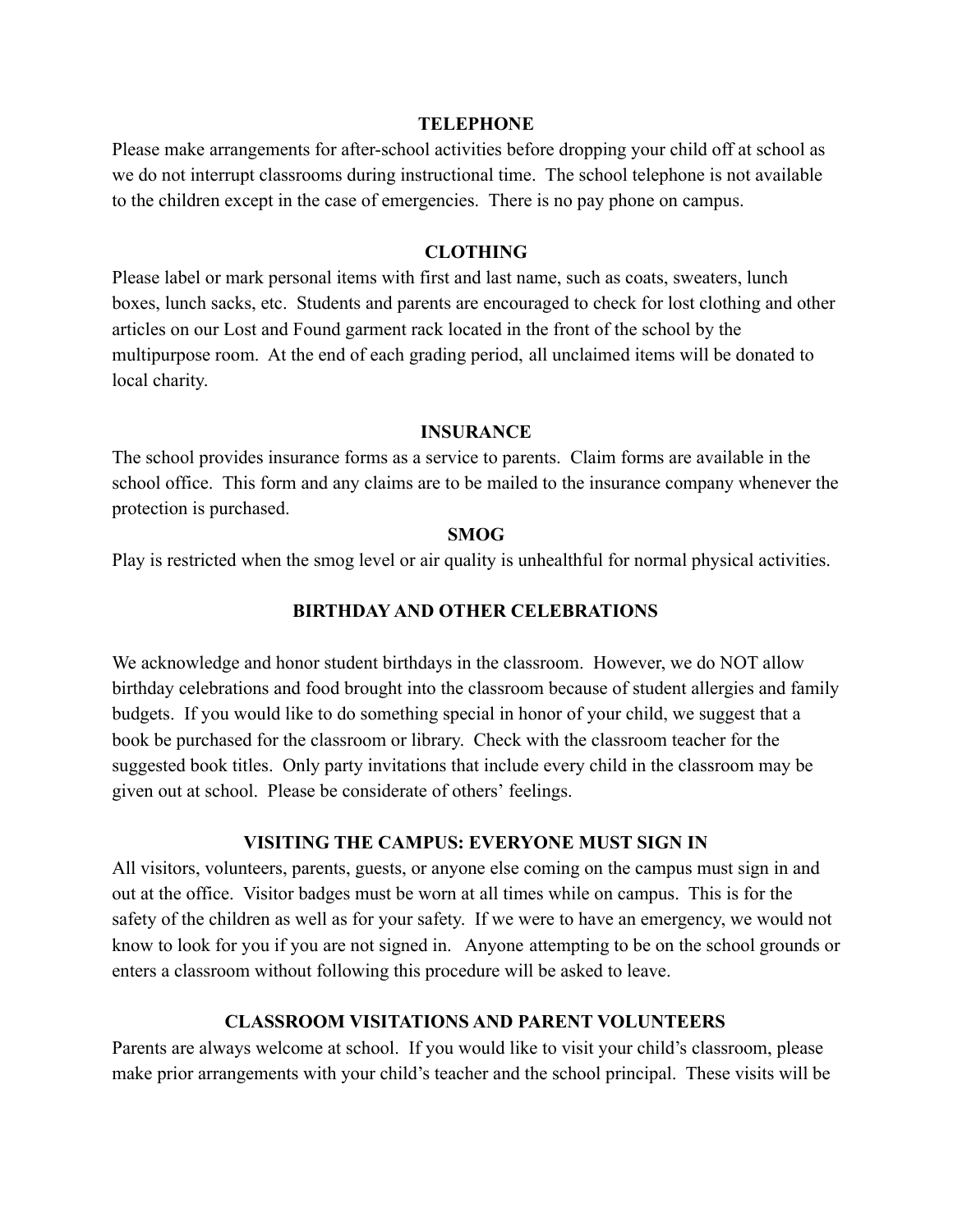## TELEPHONE

Please make arrangements for after-school activities before dropping your child off at school as we do not interrupt classrooms during instructional time. The school telephone is not available to the children except in the case of emergencies. There is no pay phone on campus.

## CLOTHING

Please label or mark personal items with first and last name, such as coats, sweaters, lunch boxes, lunch sacks, etc. Students and parents are encouraged to check for lost clothing and other articles on our Lost and Found garment rack located in the front of the school by the multipurpose room. At the end of each grading period, all unclaimed items will be donated to local charity.

## INSURANCE

The school provides insurance forms as a service to parents. Claim forms are available in the school office. This form and any claims are to be mailed to the insurance company whenever the protection is purchased.

## SMOG

Play is restricted when the smog level or air quality is unhealthful for normal physical activities.

## BIRTHDAY AND OTHER CELEBRATIONS

We acknowledge and honor student birthdays in the classroom. However, we do NOT allow birthday celebrations and food brought into the classroom because of student allergies and family budgets. If you would like to do something special in honor of your child, we suggest that a book be purchased for the classroom or library. Check with the classroom teacher for the suggested book titles. Only party invitations that include every child in the classroom may be given out at school. Please be considerate of others' feelings.

## VISITING THE CAMPUS: EVERYONE MUST SIGN IN

All visitors, volunteers, parents, guests, or anyone else coming on the campus must sign in and out at the office. Visitor badges must be worn at all times while on campus. This is for the safety of the children as well as for your safety. If we were to have an emergency, we would not know to look for you if you are not signed in. Anyone attempting to be on the school grounds or enters a classroom without following this procedure will be asked to leave.

## CLASSROOM VISITATIONS AND PARENT VOLUNTEERS

Parents are always welcome at school. If you would like to visit your child's classroom, please make prior arrangements with your child's teacher and the school principal. These visits will be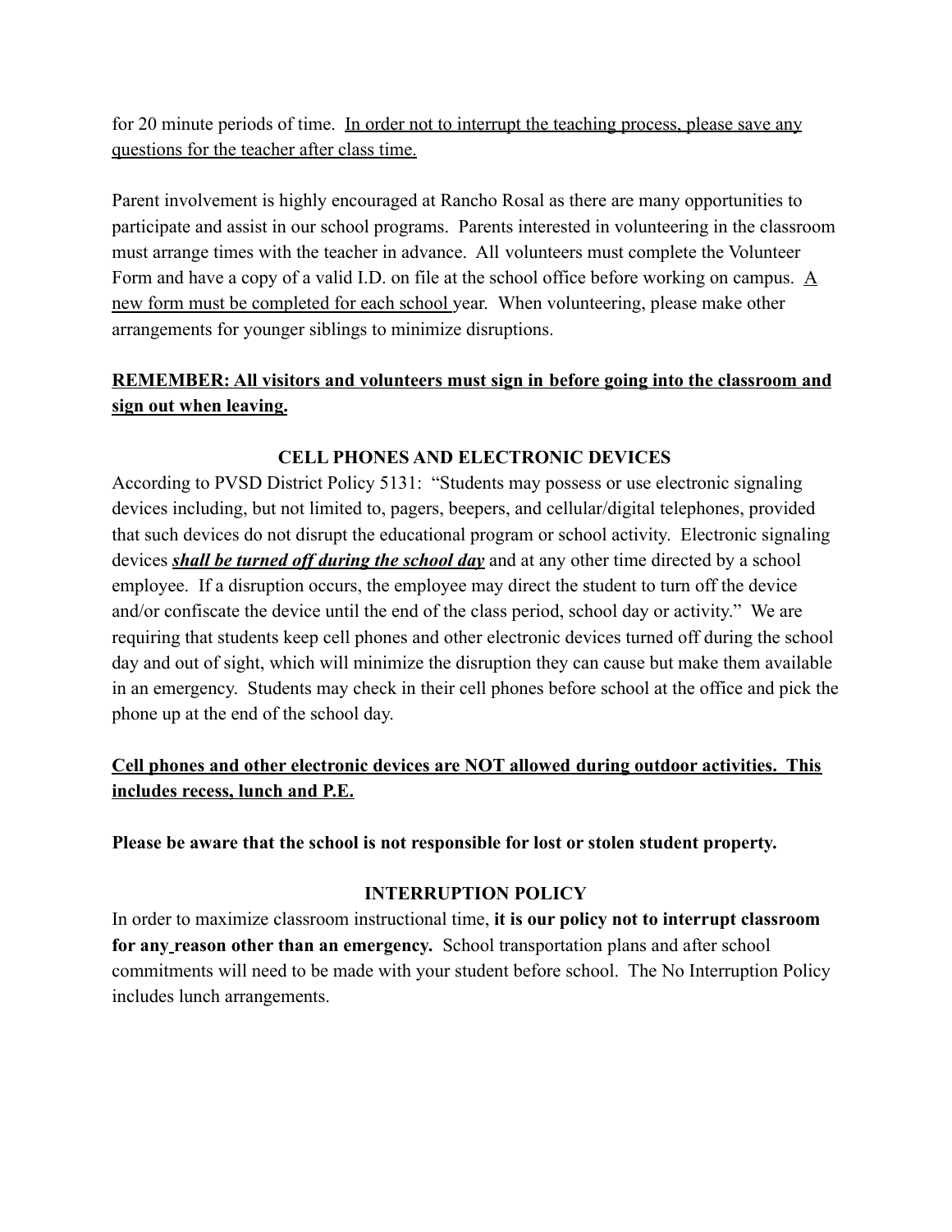for 20 minute periods of time. <u>In order not to interrupt the teaching process, please save any questions for the teacher after class time.</u>

Parent involvement is highly encouraged at Rancho Rosal as there are many opportunities to participate and assist in our school programs. Parents interested in volunteering in the classroom must arrange times with the teacher in advance. All volunteers must complete the Volunteer Form and have a copy of a valid I.D. on file at the school office before working on campus. <u>A new form must be completed for each school</u> year. When volunteering, please make other arrangements for younger siblings to minimize disruptions.

**<u>REMEMBER: All visitors and volunteers must sign in before going into the classroom and sign out when leaving.</u>**

## CELL PHONES AND ELECTRONIC DEVICES

According to PVSD District Policy 5131: "Students may possess or use electronic signaling devices including, but not limited to, pagers, beepers, and cellular/digital telephones, provided that such devices do not disrupt the educational program or school activity. Electronic signaling devices ***<u>shall be turned off during the school day</u>*** and at any other time directed by a school employee. If a disruption occurs, the employee may direct the student to turn off the device and/or confiscate the device until the end of the class period, school day or activity." We are requiring that students keep cell phones and other electronic devices turned off during the school day and out of sight, which will minimize the disruption they can cause but make them available in an emergency. Students may check in their cell phones before school at the office and pick the phone up at the end of the school day.

**<u>Cell phones and other electronic devices are NOT allowed during outdoor activities. This includes recess, lunch and P.E.</u>**

**Please be aware that the school is not responsible for lost or stolen student property.**

## INTERRUPTION POLICY

In order to maximize classroom instructional time, **it is our policy not to interrupt classroom for any reason other than an emergency.** School transportation plans and after school commitments will need to be made with your student before school. The No Interruption Policy includes lunch arrangements.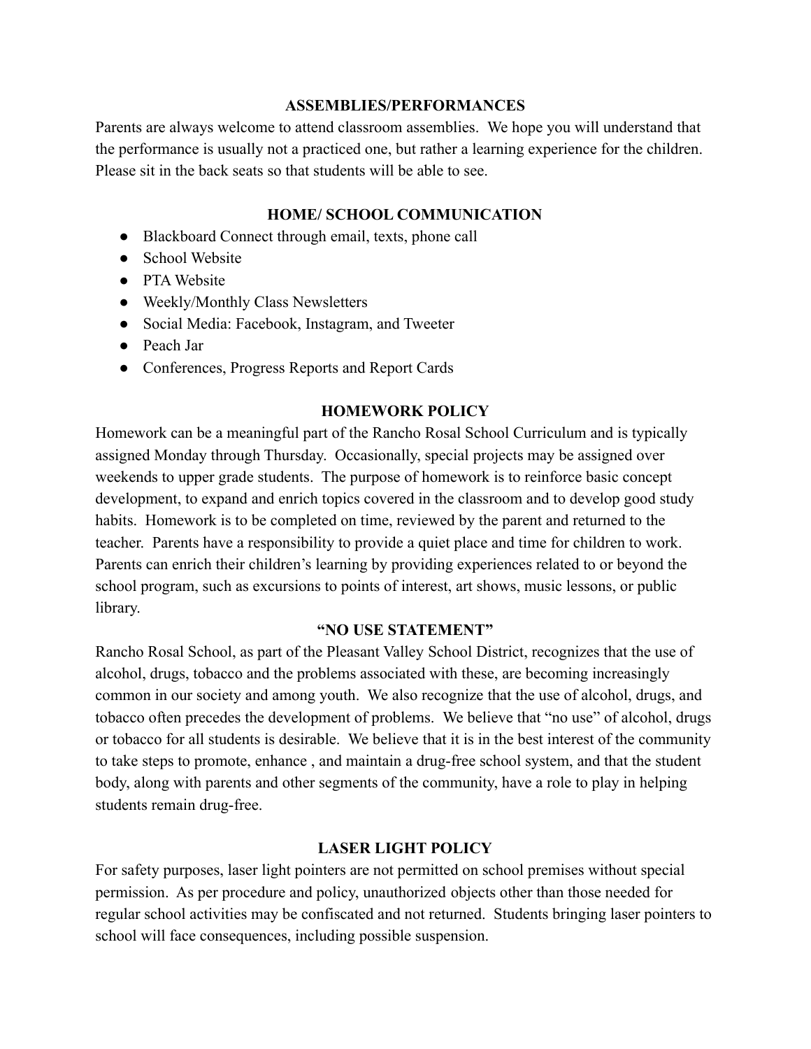## ASSEMBLIES/PERFORMANCES

Parents are always welcome to attend classroom assemblies. We hope you will understand that the performance is usually not a practiced one, but rather a learning experience for the children. Please sit in the back seats so that students will be able to see.

## HOME/ SCHOOL COMMUNICATION

- Blackboard Connect through email, texts, phone call
- School Website
- PTA Website
- Weekly/Monthly Class Newsletters
- Social Media: Facebook, Instagram, and Tweeter
- Peach Jar
- Conferences, Progress Reports and Report Cards

## HOMEWORK POLICY

Homework can be a meaningful part of the Rancho Rosal School Curriculum and is typically assigned Monday through Thursday. Occasionally, special projects may be assigned over weekends to upper grade students. The purpose of homework is to reinforce basic concept development, to expand and enrich topics covered in the classroom and to develop good study habits. Homework is to be completed on time, reviewed by the parent and returned to the teacher. Parents have a responsibility to provide a quiet place and time for children to work. Parents can enrich their children's learning by providing experiences related to or beyond the school program, such as excursions to points of interest, art shows, music lessons, or public library.

## "NO USE STATEMENT"

Rancho Rosal School, as part of the Pleasant Valley School District, recognizes that the use of alcohol, drugs, tobacco and the problems associated with these, are becoming increasingly common in our society and among youth. We also recognize that the use of alcohol, drugs, and tobacco often precedes the development of problems. We believe that "no use" of alcohol, drugs or tobacco for all students is desirable. We believe that it is in the best interest of the community to take steps to promote, enhance , and maintain a drug-free school system, and that the student body, along with parents and other segments of the community, have a role to play in helping students remain drug-free.

## LASER LIGHT POLICY

For safety purposes, laser light pointers are not permitted on school premises without special permission. As per procedure and policy, unauthorized objects other than those needed for regular school activities may be confiscated and not returned. Students bringing laser pointers to school will face consequences, including possible suspension.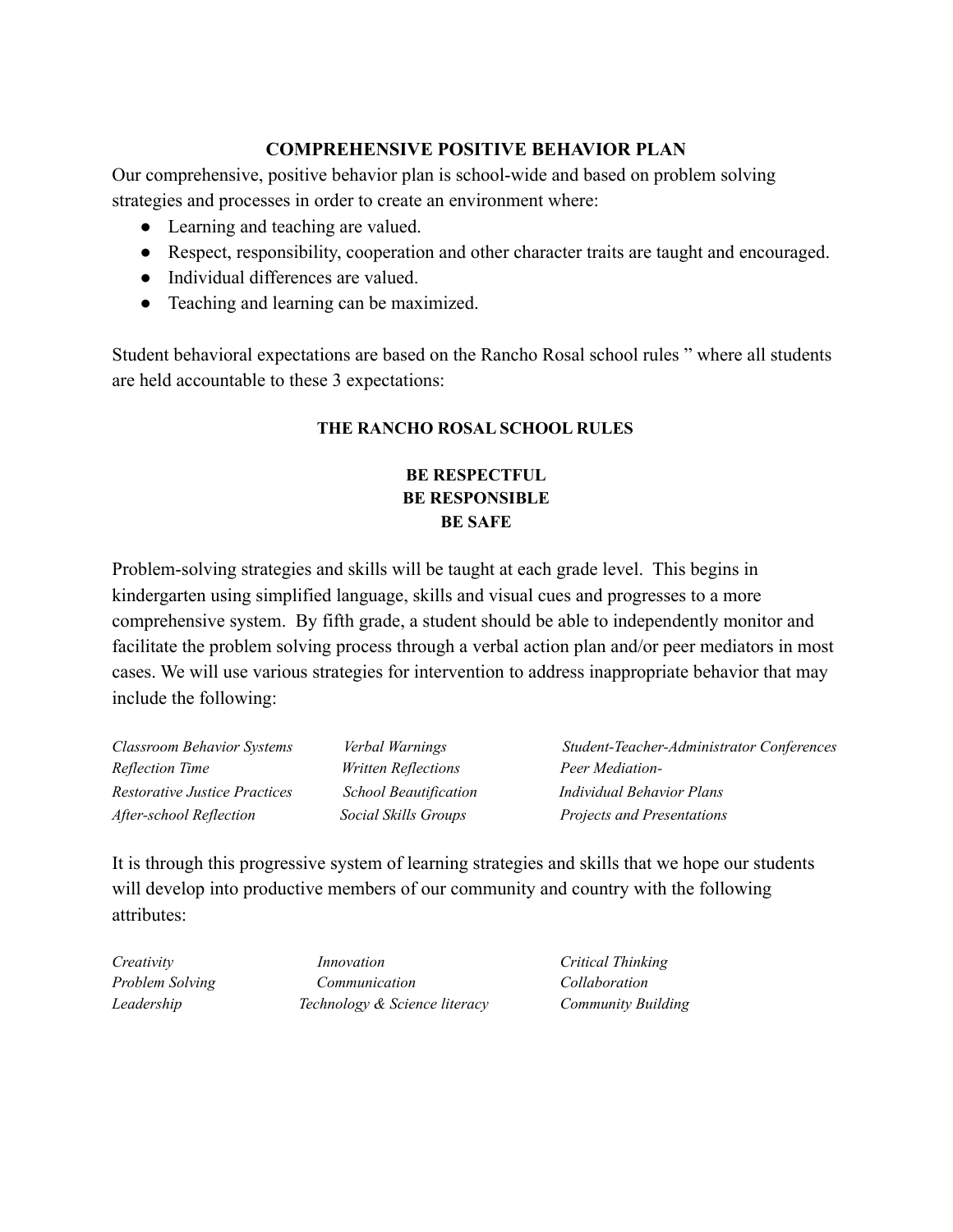## COMPREHENSIVE POSITIVE BEHAVIOR PLAN

Our comprehensive, positive behavior plan is school-wide and based on problem solving strategies and processes in order to create an environment where:

- Learning and teaching are valued.
- Respect, responsibility, cooperation and other character traits are taught and encouraged.
- Individual differences are valued.
- Teaching and learning can be maximized.

Student behavioral expectations are based on the Rancho Rosal school rules " where all students are held accountable to these 3 expectations:

### THE RANCHO ROSAL SCHOOL RULES

**BE RESPECTFUL**
**BE RESPONSIBLE**
**BE SAFE**

Problem-solving strategies and skills will be taught at each grade level. This begins in kindergarten using simplified language, skills and visual cues and progresses to a more comprehensive system. By fifth grade, a student should be able to independently monitor and facilitate the problem solving process through a verbal action plan and/or peer mediators in most cases. We will use various strategies for intervention to address inappropriate behavior that may include the following:

| | | |
|---|---|---|
| *Classroom Behavior Systems* | *Verbal Warnings* | *Student-Teacher-Administrator Conferences* |
| *Reflection Time* | *Written Reflections* | *Peer Mediation-* |
| *Restorative Justice Practices* | *School Beautification* | *Individual Behavior Plans* |
| *After-school Reflection* | *Social Skills Groups* | *Projects and Presentations* |

It is through this progressive system of learning strategies and skills that we hope our students will develop into productive members of our community and country with the following attributes:

| | | |
|---|---|---|
| *Creativity* | *Innovation* | *Critical Thinking* |
| *Problem Solving* | *Communication* | *Collaboration* |
| *Leadership* | *Technology & Science literacy* | *Community Building* |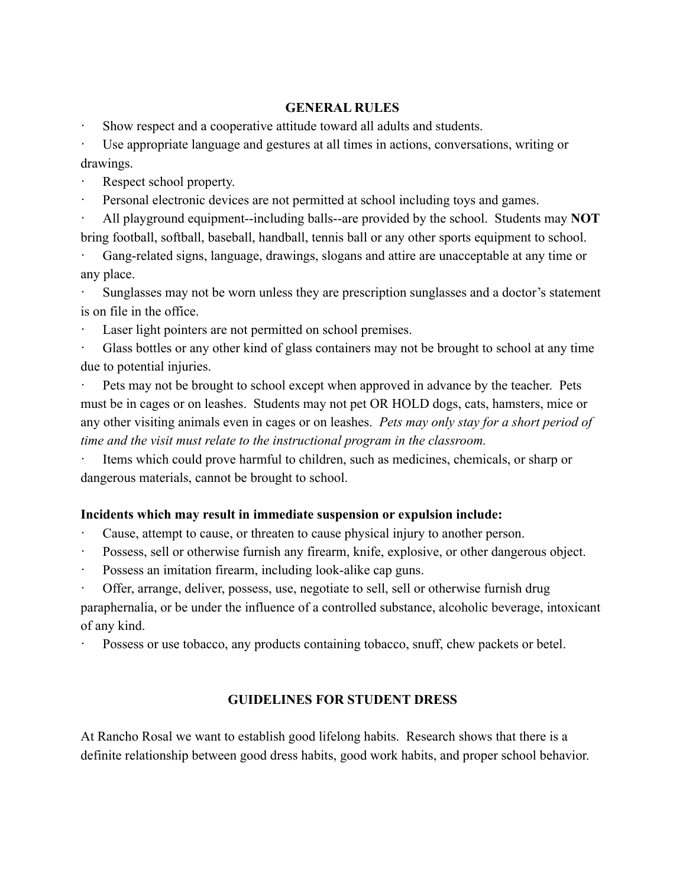## GENERAL RULES

- Show respect and a cooperative attitude toward all adults and students.
- Use appropriate language and gestures at all times in actions, conversations, writing or drawings.
- Respect school property.
- Personal electronic devices are not permitted at school including toys and games.
- All playground equipment--including balls--are provided by the school. Students may **NOT** bring football, softball, baseball, handball, tennis ball or any other sports equipment to school.
- Gang-related signs, language, drawings, slogans and attire are unacceptable at any time or any place.
- Sunglasses may not be worn unless they are prescription sunglasses and a doctor's statement is on file in the office.
- Laser light pointers are not permitted on school premises.
- Glass bottles or any other kind of glass containers may not be brought to school at any time due to potential injuries.
- Pets may not be brought to school except when approved in advance by the teacher. Pets must be in cages or on leashes. Students may not pet OR HOLD dogs, cats, hamsters, mice or any other visiting animals even in cages or on leashes. *Pets may only stay for a short period of time and the visit must relate to the instructional program in the classroom.*
- Items which could prove harmful to children, such as medicines, chemicals, or sharp or dangerous materials, cannot be brought to school.

**Incidents which may result in immediate suspension or expulsion include:**

- Cause, attempt to cause, or threaten to cause physical injury to another person.
- Possess, sell or otherwise furnish any firearm, knife, explosive, or other dangerous object.
- Possess an imitation firearm, including look-alike cap guns.
- Offer, arrange, deliver, possess, use, negotiate to sell, sell or otherwise furnish drug paraphernalia, or be under the influence of a controlled substance, alcoholic beverage, intoxicant of any kind.
- Possess or use tobacco, any products containing tobacco, snuff, chew packets or betel.

## GUIDELINES FOR STUDENT DRESS

At Rancho Rosal we want to establish good lifelong habits. Research shows that there is a definite relationship between good dress habits, good work habits, and proper school behavior.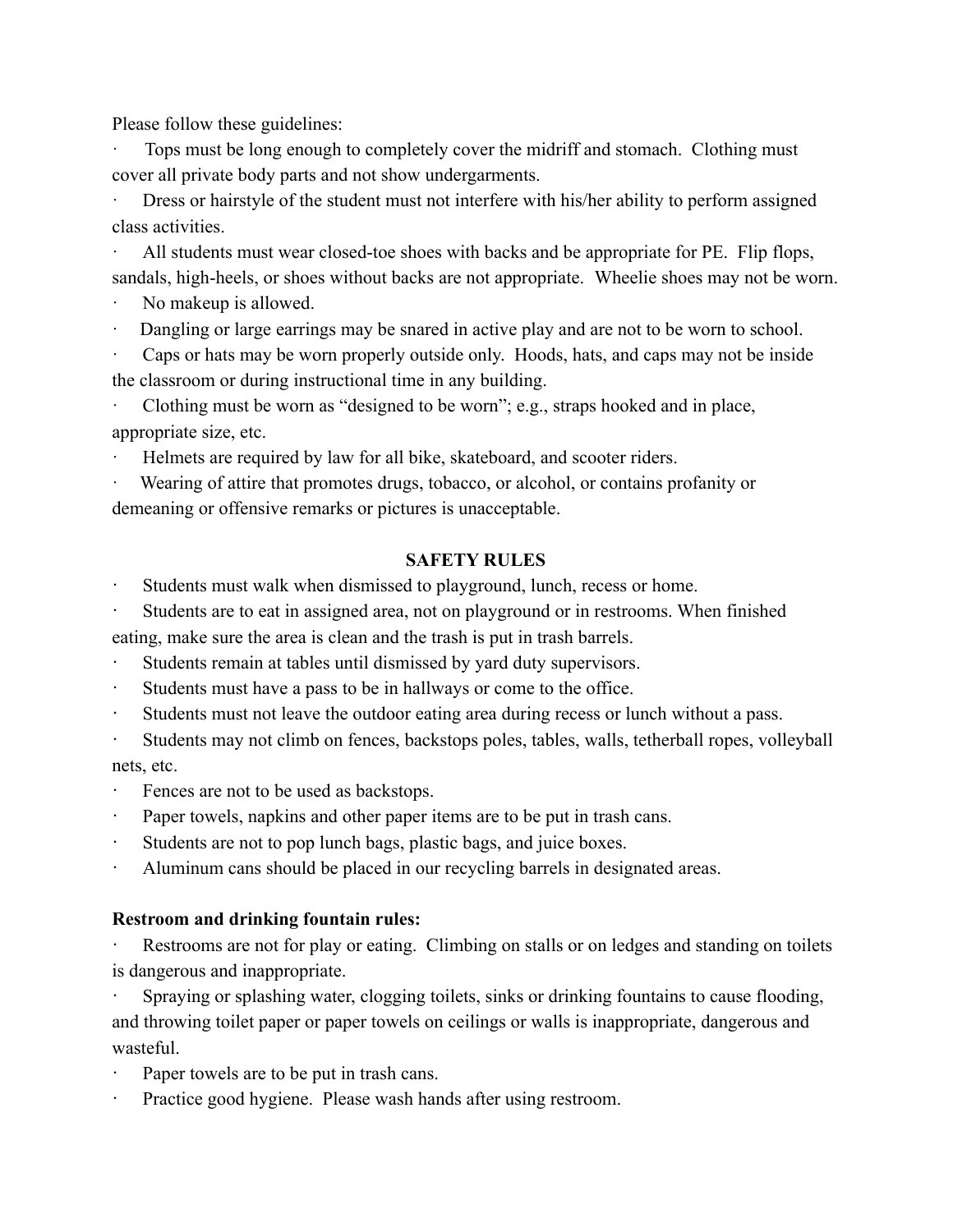Please follow these guidelines:

- Tops must be long enough to completely cover the midriff and stomach. Clothing must cover all private body parts and not show undergarments.
- Dress or hairstyle of the student must not interfere with his/her ability to perform assigned class activities.
- All students must wear closed-toe shoes with backs and be appropriate for PE. Flip flops, sandals, high-heels, or shoes without backs are not appropriate. Wheelie shoes may not be worn.
- No makeup is allowed.
- Dangling or large earrings may be snared in active play and are not to be worn to school.
- Caps or hats may be worn properly outside only. Hoods, hats, and caps may not be inside the classroom or during instructional time in any building.
- Clothing must be worn as "designed to be worn"; e.g., straps hooked and in place, appropriate size, etc.
- Helmets are required by law for all bike, skateboard, and scooter riders.
- Wearing of attire that promotes drugs, tobacco, or alcohol, or contains profanity or demeaning or offensive remarks or pictures is unacceptable.

## SAFETY RULES

- Students must walk when dismissed to playground, lunch, recess or home.
- Students are to eat in assigned area, not on playground or in restrooms. When finished eating, make sure the area is clean and the trash is put in trash barrels.
- Students remain at tables until dismissed by yard duty supervisors.
- Students must have a pass to be in hallways or come to the office.
- Students must not leave the outdoor eating area during recess or lunch without a pass.
- Students may not climb on fences, backstops poles, tables, walls, tetherball ropes, volleyball nets, etc.
- Fences are not to be used as backstops.
- Paper towels, napkins and other paper items are to be put in trash cans.
- Students are not to pop lunch bags, plastic bags, and juice boxes.
- Aluminum cans should be placed in our recycling barrels in designated areas.

**Restroom and drinking fountain rules:**

- Restrooms are not for play or eating. Climbing on stalls or on ledges and standing on toilets is dangerous and inappropriate.
- Spraying or splashing water, clogging toilets, sinks or drinking fountains to cause flooding, and throwing toilet paper or paper towels on ceilings or walls is inappropriate, dangerous and wasteful.
- Paper towels are to be put in trash cans.
- Practice good hygiene. Please wash hands after using restroom.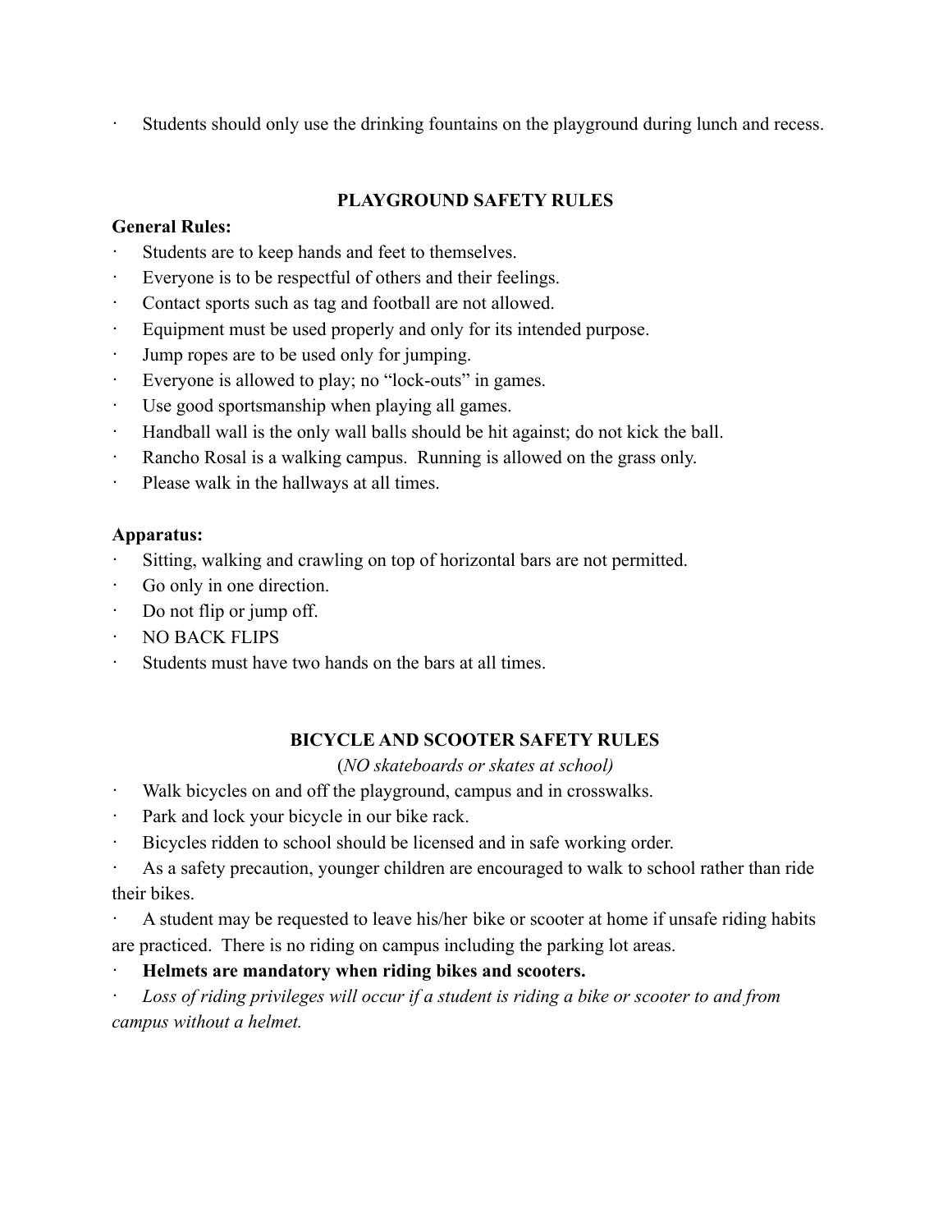- Students should only use the drinking fountains on the playground during lunch and recess.

## PLAYGROUND SAFETY RULES

**General Rules:**

- Students are to keep hands and feet to themselves.
- Everyone is to be respectful of others and their feelings.
- Contact sports such as tag and football are not allowed.
- Equipment must be used properly and only for its intended purpose.
- Jump ropes are to be used only for jumping.
- Everyone is allowed to play; no "lock-outs" in games.
- Use good sportsmanship when playing all games.
- Handball wall is the only wall balls should be hit against; do not kick the ball.
- Rancho Rosal is a walking campus. Running is allowed on the grass only.
- Please walk in the hallways at all times.

**Apparatus:**

- Sitting, walking and crawling on top of horizontal bars are not permitted.
- Go only in one direction.
- Do not flip or jump off.
- NO BACK FLIPS
- Students must have two hands on the bars at all times.

## BICYCLE AND SCOOTER SAFETY RULES

(*NO skateboards or skates at school)*

- Walk bicycles on and off the playground, campus and in crosswalks.
- Park and lock your bicycle in our bike rack.
- Bicycles ridden to school should be licensed and in safe working order.
- As a safety precaution, younger children are encouraged to walk to school rather than ride their bikes.
- A student may be requested to leave his/her bike or scooter at home if unsafe riding habits are practiced. There is no riding on campus including the parking lot areas.
- **Helmets are mandatory when riding bikes and scooters.**
- *Loss of riding privileges will occur if a student is riding a bike or scooter to and from campus without a helmet.*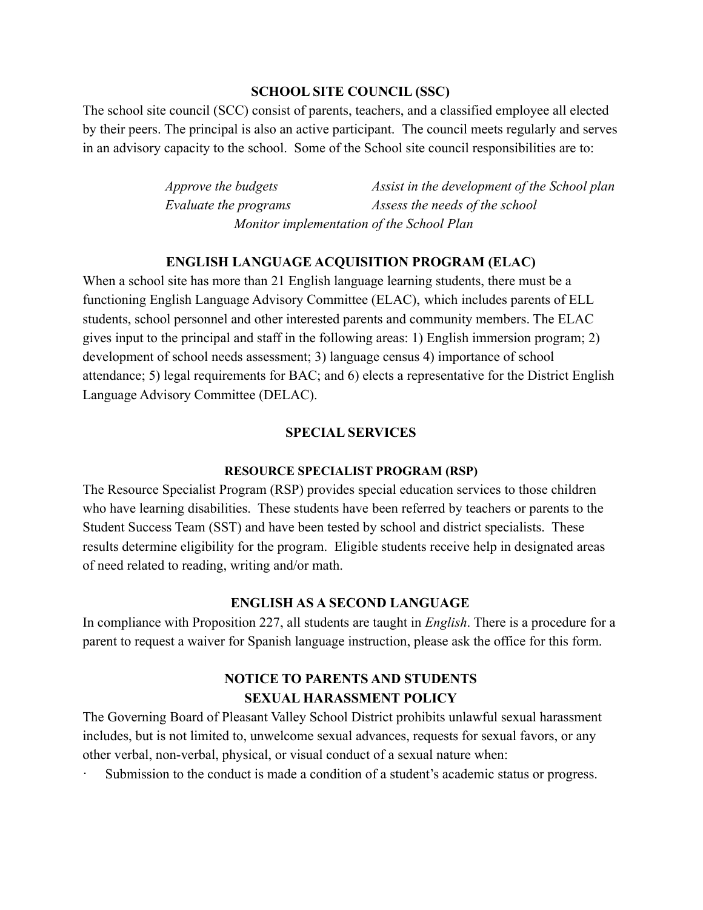## SCHOOL SITE COUNCIL (SSC)

The school site council (SCC) consist of parents, teachers, and a classified employee all elected by their peers. The principal is also an active participant. The council meets regularly and serves in an advisory capacity to the school. Some of the School site council responsibilities are to:

*Approve the budgets* — *Assist in the development of the School plan*
*Evaluate the programs* — *Assess the needs of the school*
*Monitor implementation of the School Plan*

## ENGLISH LANGUAGE ACQUISITION PROGRAM (ELAC)

When a school site has more than 21 English language learning students, there must be a functioning English Language Advisory Committee (ELAC), which includes parents of ELL students, school personnel and other interested parents and community members. The ELAC gives input to the principal and staff in the following areas: 1) English immersion program; 2) development of school needs assessment; 3) language census 4) importance of school attendance; 5) legal requirements for BAC; and 6) elects a representative for the District English Language Advisory Committee (DELAC).

## SPECIAL SERVICES

### RESOURCE SPECIALIST PROGRAM (RSP)

The Resource Specialist Program (RSP) provides special education services to those children who have learning disabilities. These students have been referred by teachers or parents to the Student Success Team (SST) and have been tested by school and district specialists. These results determine eligibility for the program. Eligible students receive help in designated areas of need related to reading, writing and/or math.

## ENGLISH AS A SECOND LANGUAGE

In compliance with Proposition 227, all students are taught in *English*. There is a procedure for a parent to request a waiver for Spanish language instruction, please ask the office for this form.

## NOTICE TO PARENTS AND STUDENTS
## SEXUAL HARASSMENT POLICY

The Governing Board of Pleasant Valley School District prohibits unlawful sexual harassment includes, but is not limited to, unwelcome sexual advances, requests for sexual favors, or any other verbal, non-verbal, physical, or visual conduct of a sexual nature when:

- Submission to the conduct is made a condition of a student's academic status or progress.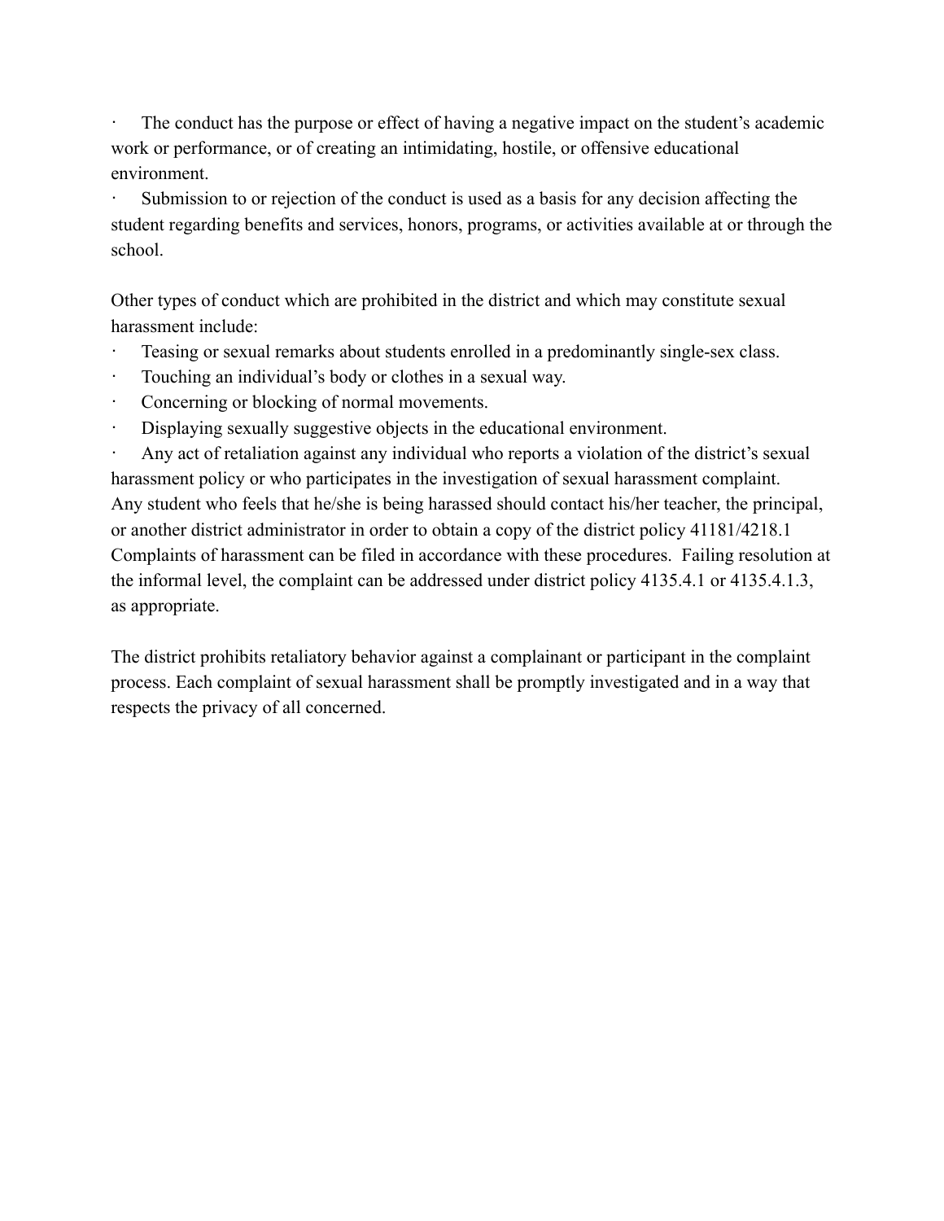- The conduct has the purpose or effect of having a negative impact on the student's academic work or performance, or of creating an intimidating, hostile, or offensive educational environment.
- Submission to or rejection of the conduct is used as a basis for any decision affecting the student regarding benefits and services, honors, programs, or activities available at or through the school.

Other types of conduct which are prohibited in the district and which may constitute sexual harassment include:

- Teasing or sexual remarks about students enrolled in a predominantly single-sex class.
- Touching an individual's body or clothes in a sexual way.
- Concerning or blocking of normal movements.
- Displaying sexually suggestive objects in the educational environment.
- Any act of retaliation against any individual who reports a violation of the district's sexual harassment policy or who participates in the investigation of sexual harassment complaint.

Any student who feels that he/she is being harassed should contact his/her teacher, the principal, or another district administrator in order to obtain a copy of the district policy 41181/4218.1 Complaints of harassment can be filed in accordance with these procedures. Failing resolution at the informal level, the complaint can be addressed under district policy 4135.4.1 or 4135.4.1.3, as appropriate.

The district prohibits retaliatory behavior against a complainant or participant in the complaint process. Each complaint of sexual harassment shall be promptly investigated and in a way that respects the privacy of all concerned.